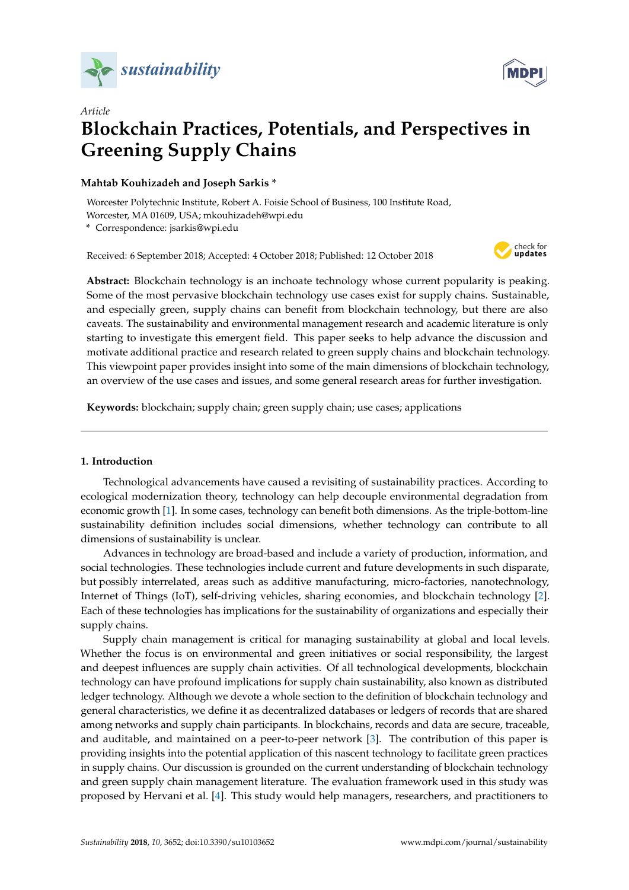*sustainability*

Article

# Blockchain Practices, Potentials, and Perspectives in Greening Supply Chains

**Mahtab Kouhizadeh and Joseph Sarkis ***

Worcester Polytechnic Institute, Robert A. Foisie School of Business, 100 Institute Road, Worcester, MA 01609, USA; mkouhizadeh@wpi.edu

* Correspondence: jsarkis@wpi.edu

Received: 6 September 2018; Accepted: 4 October 2018; Published: 12 October 2018

**Abstract:** Blockchain technology is an inchoate technology whose current popularity is peaking. Some of the most pervasive blockchain technology use cases exist for supply chains. Sustainable, and especially green, supply chains can benefit from blockchain technology, but there are also caveats. The sustainability and environmental management research and academic literature is only starting to investigate this emergent field. This paper seeks to help advance the discussion and motivate additional practice and research related to green supply chains and blockchain technology. This viewpoint paper provides insight into some of the main dimensions of blockchain technology, an overview of the use cases and issues, and some general research areas for further investigation.

**Keywords:** blockchain; supply chain; green supply chain; use cases; applications

## 1. Introduction

Technological advancements have caused a revisiting of sustainability practices. According to ecological modernization theory, technology can help decouple environmental degradation from economic growth [1]. In some cases, technology can benefit both dimensions. As the triple-bottom-line sustainability definition includes social dimensions, whether technology can contribute to all dimensions of sustainability is unclear.

Advances in technology are broad-based and include a variety of production, information, and social technologies. These technologies include current and future developments in such disparate, but possibly interrelated, areas such as additive manufacturing, micro-factories, nanotechnology, Internet of Things (IoT), self-driving vehicles, sharing economies, and blockchain technology [2]. Each of these technologies has implications for the sustainability of organizations and especially their supply chains.

Supply chain management is critical for managing sustainability at global and local levels. Whether the focus is on environmental and green initiatives or social responsibility, the largest and deepest influences are supply chain activities. Of all technological developments, blockchain technology can have profound implications for supply chain sustainability, also known as distributed ledger technology. Although we devote a whole section to the definition of blockchain technology and general characteristics, we define it as decentralized databases or ledgers of records that are shared among networks and supply chain participants. In blockchains, records and data are secure, traceable, and auditable, and maintained on a peer-to-peer network [3]. The contribution of this paper is providing insights into the potential application of this nascent technology to facilitate green practices in supply chains. Our discussion is grounded on the current understanding of blockchain technology and green supply chain management literature. The evaluation framework used in this study was proposed by Hervani et al. [4]. This study would help managers, researchers, and practitioners to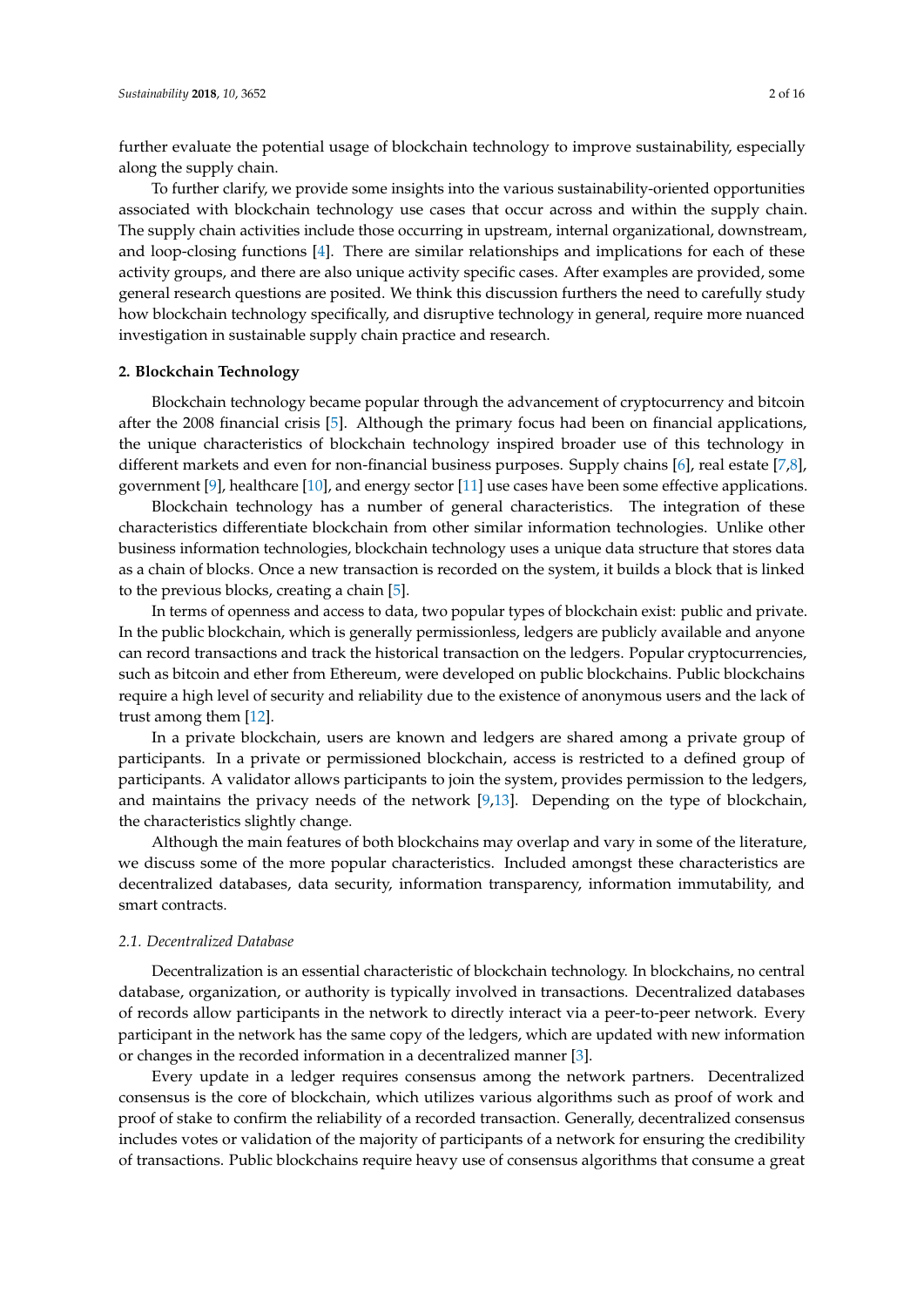further evaluate the potential usage of blockchain technology to improve sustainability, especially along the supply chain.

To further clarify, we provide some insights into the various sustainability-oriented opportunities associated with blockchain technology use cases that occur across and within the supply chain. The supply chain activities include those occurring in upstream, internal organizational, downstream, and loop-closing functions [4]. There are similar relationships and implications for each of these activity groups, and there are also unique activity specific cases. After examples are provided, some general research questions are posited. We think this discussion furthers the need to carefully study how blockchain technology specifically, and disruptive technology in general, require more nuanced investigation in sustainable supply chain practice and research.

## 2. Blockchain Technology

Blockchain technology became popular through the advancement of cryptocurrency and bitcoin after the 2008 financial crisis [5]. Although the primary focus had been on financial applications, the unique characteristics of blockchain technology inspired broader use of this technology in different markets and even for non-financial business purposes. Supply chains [6], real estate [7,8], government [9], healthcare [10], and energy sector [11] use cases have been some effective applications.

Blockchain technology has a number of general characteristics. The integration of these characteristics differentiate blockchain from other similar information technologies. Unlike other business information technologies, blockchain technology uses a unique data structure that stores data as a chain of blocks. Once a new transaction is recorded on the system, it builds a block that is linked to the previous blocks, creating a chain [5].

In terms of openness and access to data, two popular types of blockchain exist: public and private. In the public blockchain, which is generally permissionless, ledgers are publicly available and anyone can record transactions and track the historical transaction on the ledgers. Popular cryptocurrencies, such as bitcoin and ether from Ethereum, were developed on public blockchains. Public blockchains require a high level of security and reliability due to the existence of anonymous users and the lack of trust among them [12].

In a private blockchain, users are known and ledgers are shared among a private group of participants. In a private or permissioned blockchain, access is restricted to a defined group of participants. A validator allows participants to join the system, provides permission to the ledgers, and maintains the privacy needs of the network [9,13]. Depending on the type of blockchain, the characteristics slightly change.

Although the main features of both blockchains may overlap and vary in some of the literature, we discuss some of the more popular characteristics. Included amongst these characteristics are decentralized databases, data security, information transparency, information immutability, and smart contracts.

### 2.1. Decentralized Database

Decentralization is an essential characteristic of blockchain technology. In blockchains, no central database, organization, or authority is typically involved in transactions. Decentralized databases of records allow participants in the network to directly interact via a peer-to-peer network. Every participant in the network has the same copy of the ledgers, which are updated with new information or changes in the recorded information in a decentralized manner [3].

Every update in a ledger requires consensus among the network partners. Decentralized consensus is the core of blockchain, which utilizes various algorithms such as proof of work and proof of stake to confirm the reliability of a recorded transaction. Generally, decentralized consensus includes votes or validation of the majority of participants of a network for ensuring the credibility of transactions. Public blockchains require heavy use of consensus algorithms that consume a great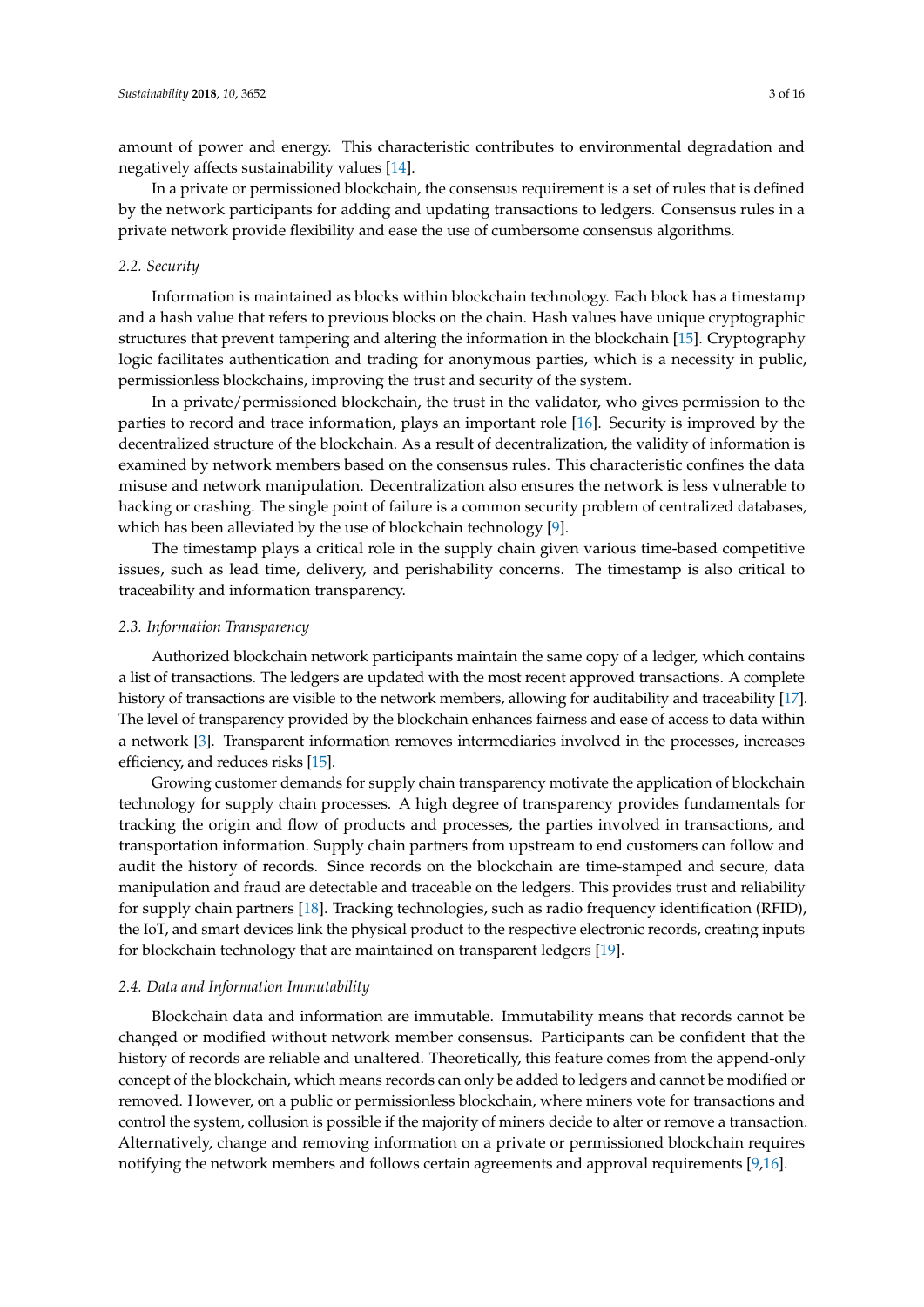amount of power and energy. This characteristic contributes to environmental degradation and negatively affects sustainability values [14].

In a private or permissioned blockchain, the consensus requirement is a set of rules that is defined by the network participants for adding and updating transactions to ledgers. Consensus rules in a private network provide flexibility and ease the use of cumbersome consensus algorithms.

### *2.2. Security*

Information is maintained as blocks within blockchain technology. Each block has a timestamp and a hash value that refers to previous blocks on the chain. Hash values have unique cryptographic structures that prevent tampering and altering the information in the blockchain [15]. Cryptography logic facilitates authentication and trading for anonymous parties, which is a necessity in public, permissionless blockchains, improving the trust and security of the system.

In a private/permissioned blockchain, the trust in the validator, who gives permission to the parties to record and trace information, plays an important role [16]. Security is improved by the decentralized structure of the blockchain. As a result of decentralization, the validity of information is examined by network members based on the consensus rules. This characteristic confines the data misuse and network manipulation. Decentralization also ensures the network is less vulnerable to hacking or crashing. The single point of failure is a common security problem of centralized databases, which has been alleviated by the use of blockchain technology [9].

The timestamp plays a critical role in the supply chain given various time-based competitive issues, such as lead time, delivery, and perishability concerns. The timestamp is also critical to traceability and information transparency.

### *2.3. Information Transparency*

Authorized blockchain network participants maintain the same copy of a ledger, which contains a list of transactions. The ledgers are updated with the most recent approved transactions. A complete history of transactions are visible to the network members, allowing for auditability and traceability [17]. The level of transparency provided by the blockchain enhances fairness and ease of access to data within a network [3]. Transparent information removes intermediaries involved in the processes, increases efficiency, and reduces risks [15].

Growing customer demands for supply chain transparency motivate the application of blockchain technology for supply chain processes. A high degree of transparency provides fundamentals for tracking the origin and flow of products and processes, the parties involved in transactions, and transportation information. Supply chain partners from upstream to end customers can follow and audit the history of records. Since records on the blockchain are time-stamped and secure, data manipulation and fraud are detectable and traceable on the ledgers. This provides trust and reliability for supply chain partners [18]. Tracking technologies, such as radio frequency identification (RFID), the IoT, and smart devices link the physical product to the respective electronic records, creating inputs for blockchain technology that are maintained on transparent ledgers [19].

### *2.4. Data and Information Immutability*

Blockchain data and information are immutable. Immutability means that records cannot be changed or modified without network member consensus. Participants can be confident that the history of records are reliable and unaltered. Theoretically, this feature comes from the append-only concept of the blockchain, which means records can only be added to ledgers and cannot be modified or removed. However, on a public or permissionless blockchain, where miners vote for transactions and control the system, collusion is possible if the majority of miners decide to alter or remove a transaction. Alternatively, change and removing information on a private or permissioned blockchain requires notifying the network members and follows certain agreements and approval requirements [9,16].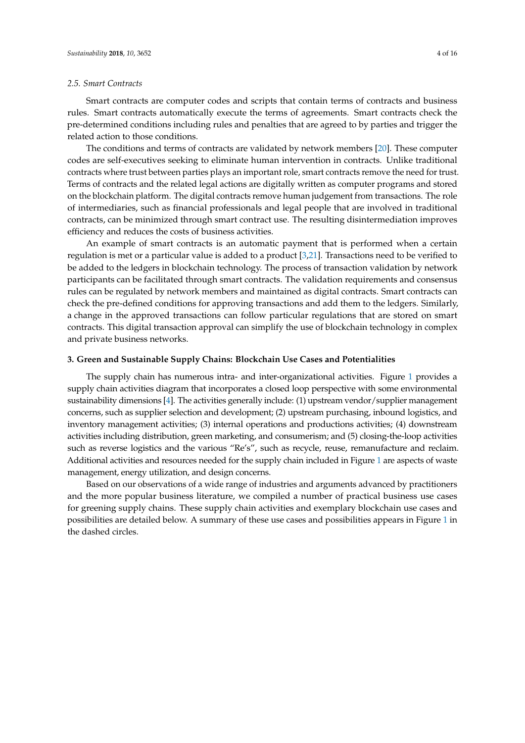### 2.5. Smart Contracts

Smart contracts are computer codes and scripts that contain terms of contracts and business rules. Smart contracts automatically execute the terms of agreements. Smart contracts check the pre-determined conditions including rules and penalties that are agreed to by parties and trigger the related action to those conditions.

The conditions and terms of contracts are validated by network members [20]. These computer codes are self-executives seeking to eliminate human intervention in contracts. Unlike traditional contracts where trust between parties plays an important role, smart contracts remove the need for trust. Terms of contracts and the related legal actions are digitally written as computer programs and stored on the blockchain platform. The digital contracts remove human judgement from transactions. The role of intermediaries, such as financial professionals and legal people that are involved in traditional contracts, can be minimized through smart contract use. The resulting disintermediation improves efficiency and reduces the costs of business activities.

An example of smart contracts is an automatic payment that is performed when a certain regulation is met or a particular value is added to a product [3,21]. Transactions need to be verified to be added to the ledgers in blockchain technology. The process of transaction validation by network participants can be facilitated through smart contracts. The validation requirements and consensus rules can be regulated by network members and maintained as digital contracts. Smart contracts can check the pre-defined conditions for approving transactions and add them to the ledgers. Similarly, a change in the approved transactions can follow particular regulations that are stored on smart contracts. This digital transaction approval can simplify the use of blockchain technology in complex and private business networks.

## 3. Green and Sustainable Supply Chains: Blockchain Use Cases and Potentialities

The supply chain has numerous intra- and inter-organizational activities. Figure 1 provides a supply chain activities diagram that incorporates a closed loop perspective with some environmental sustainability dimensions [4]. The activities generally include: (1) upstream vendor/supplier management concerns, such as supplier selection and development; (2) upstream purchasing, inbound logistics, and inventory management activities; (3) internal operations and productions activities; (4) downstream activities including distribution, green marketing, and consumerism; and (5) closing-the-loop activities such as reverse logistics and the various "Re's", such as recycle, reuse, remanufacture and reclaim. Additional activities and resources needed for the supply chain included in Figure 1 are aspects of waste management, energy utilization, and design concerns.

Based on our observations of a wide range of industries and arguments advanced by practitioners and the more popular business literature, we compiled a number of practical business use cases for greening supply chains. These supply chain activities and exemplary blockchain use cases and possibilities are detailed below. A summary of these use cases and possibilities appears in Figure 1 in the dashed circles.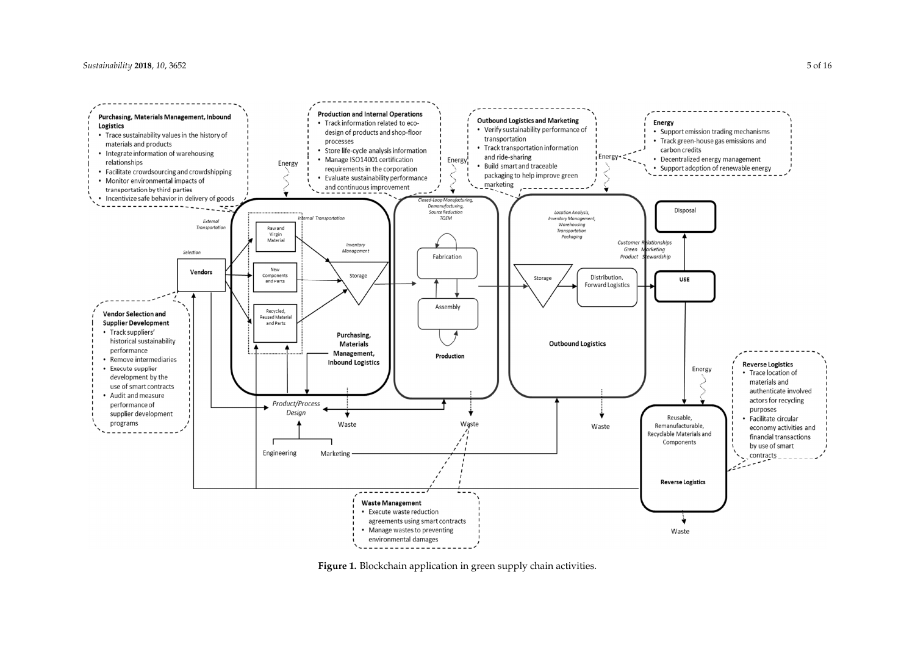**Purchasing, Materials Management, Inbound Logistics**
- Trace sustainability values in the history of materials and products
- Integrate information of warehousing relationships
- Facilitate crowdsourcing and crowdshipping
- Monitor environmental impacts of transportation by third parties
- Incentivize safe behavior in delivery of goods

**Production and Internal Operations**
- Track information related to eco-design of products and shop-floor processes
- Store life-cycle analysis information
- Manage ISO14001 certification requirements in the corporation
- Evaluate sustainability performance and continuous improvement

**Outbound Logistics and Marketing**
- Verify sustainability performance of transportation
- Track transportation information and ride-sharing
- Build smart and traceable packaging to help improve green marketing

**Energy**
- Support emission trading mechanisms
- Track green-house gas emissions and carbon credits
- Decentralized energy management
- Support adoption of renewable energy

**Vendor Selection and Supplier Development**
- Track suppliers' historical sustainability performance
- Remove intermediaries
- Execute supplier development by the use of smart contracts
- Audit and measure performance of supplier development programs

**Reverse Logistics**
- Trace location of materials and authenticate involved actors for recycling purposes
- Facilitate circular economy activities and financial transactions by use of smart contracts

**Waste Management**
- Execute waste reduction agreements using smart contracts
- Manage wastes to preventing environmental damages

**Figure 1.** Blockchain application in green supply chain activities.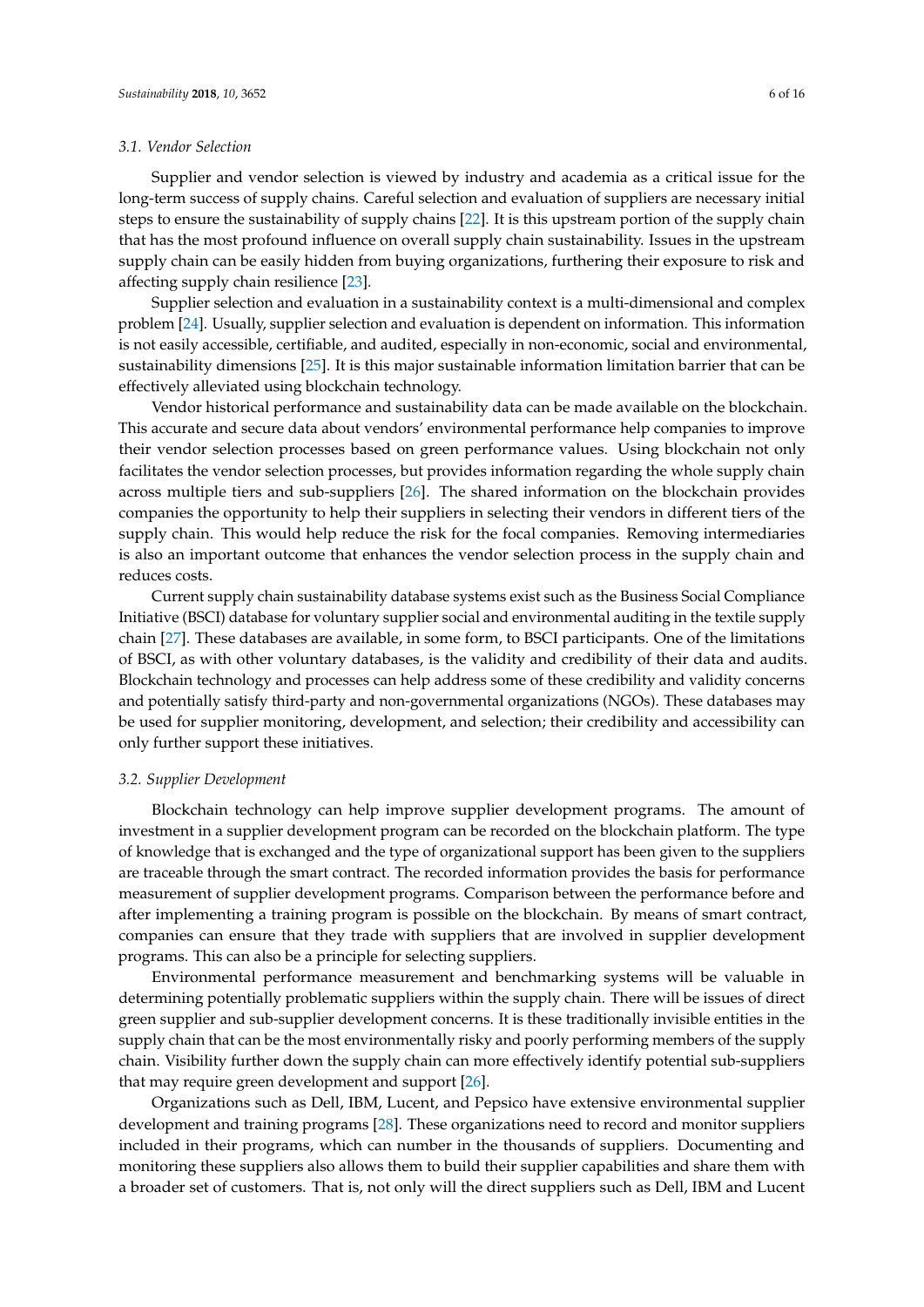### 3.1. Vendor Selection

Supplier and vendor selection is viewed by industry and academia as a critical issue for the long-term success of supply chains. Careful selection and evaluation of suppliers are necessary initial steps to ensure the sustainability of supply chains [22]. It is this upstream portion of the supply chain that has the most profound influence on overall supply chain sustainability. Issues in the upstream supply chain can be easily hidden from buying organizations, furthering their exposure to risk and affecting supply chain resilience [23].

Supplier selection and evaluation in a sustainability context is a multi-dimensional and complex problem [24]. Usually, supplier selection and evaluation is dependent on information. This information is not easily accessible, certifiable, and audited, especially in non-economic, social and environmental, sustainability dimensions [25]. It is this major sustainable information limitation barrier that can be effectively alleviated using blockchain technology.

Vendor historical performance and sustainability data can be made available on the blockchain. This accurate and secure data about vendors' environmental performance help companies to improve their vendor selection processes based on green performance values. Using blockchain not only facilitates the vendor selection processes, but provides information regarding the whole supply chain across multiple tiers and sub-suppliers [26]. The shared information on the blockchain provides companies the opportunity to help their suppliers in selecting their vendors in different tiers of the supply chain. This would help reduce the risk for the focal companies. Removing intermediaries is also an important outcome that enhances the vendor selection process in the supply chain and reduces costs.

Current supply chain sustainability database systems exist such as the Business Social Compliance Initiative (BSCI) database for voluntary supplier social and environmental auditing in the textile supply chain [27]. These databases are available, in some form, to BSCI participants. One of the limitations of BSCI, as with other voluntary databases, is the validity and credibility of their data and audits. Blockchain technology and processes can help address some of these credibility and validity concerns and potentially satisfy third-party and non-governmental organizations (NGOs). These databases may be used for supplier monitoring, development, and selection; their credibility and accessibility can only further support these initiatives.

### 3.2. Supplier Development

Blockchain technology can help improve supplier development programs. The amount of investment in a supplier development program can be recorded on the blockchain platform. The type of knowledge that is exchanged and the type of organizational support has been given to the suppliers are traceable through the smart contract. The recorded information provides the basis for performance measurement of supplier development programs. Comparison between the performance before and after implementing a training program is possible on the blockchain. By means of smart contract, companies can ensure that they trade with suppliers that are involved in supplier development programs. This can also be a principle for selecting suppliers.

Environmental performance measurement and benchmarking systems will be valuable in determining potentially problematic suppliers within the supply chain. There will be issues of direct green supplier and sub-supplier development concerns. It is these traditionally invisible entities in the supply chain that can be the most environmentally risky and poorly performing members of the supply chain. Visibility further down the supply chain can more effectively identify potential sub-suppliers that may require green development and support [26].

Organizations such as Dell, IBM, Lucent, and Pepsico have extensive environmental supplier development and training programs [28]. These organizations need to record and monitor suppliers included in their programs, which can number in the thousands of suppliers. Documenting and monitoring these suppliers also allows them to build their supplier capabilities and share them with a broader set of customers. That is, not only will the direct suppliers such as Dell, IBM and Lucent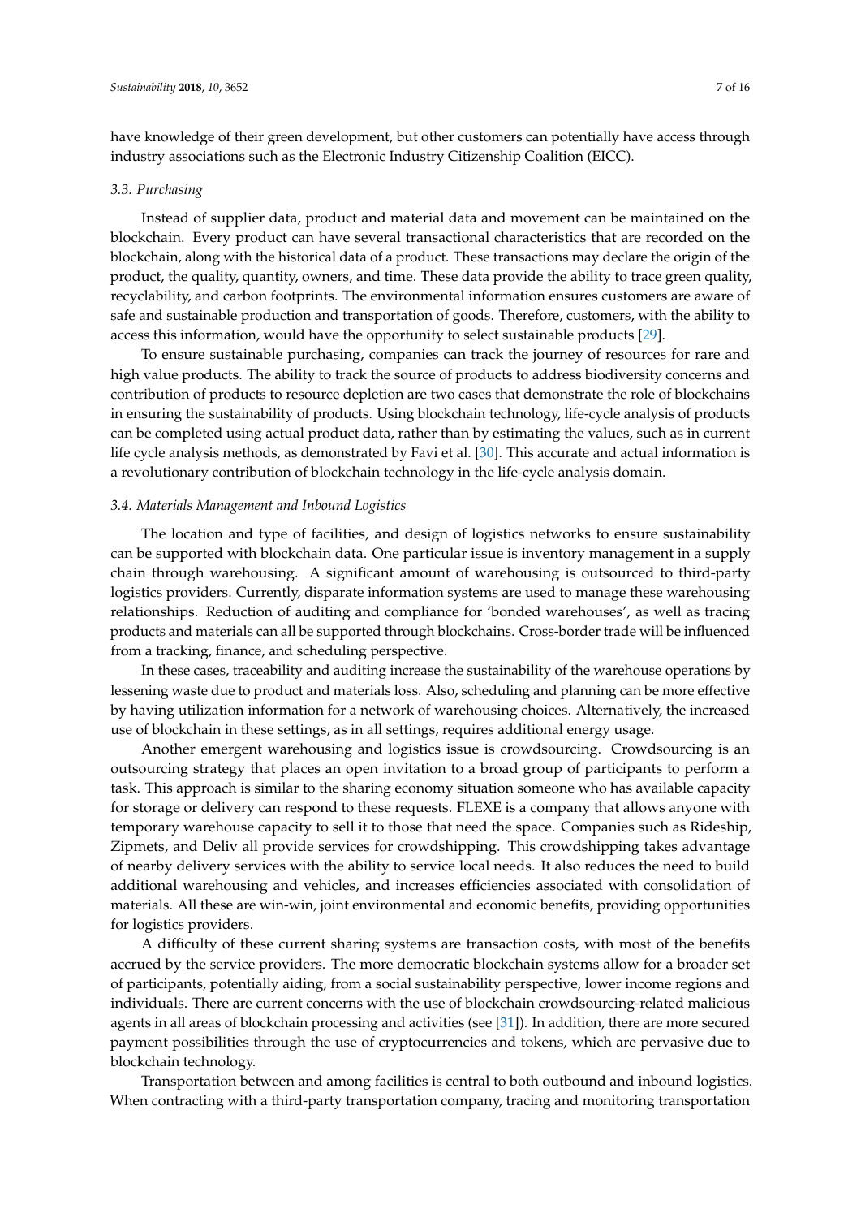have knowledge of their green development, but other customers can potentially have access through industry associations such as the Electronic Industry Citizenship Coalition (EICC).

### *3.3. Purchasing*

Instead of supplier data, product and material data and movement can be maintained on the blockchain. Every product can have several transactional characteristics that are recorded on the blockchain, along with the historical data of a product. These transactions may declare the origin of the product, the quality, quantity, owners, and time. These data provide the ability to trace green quality, recyclability, and carbon footprints. The environmental information ensures customers are aware of safe and sustainable production and transportation of goods. Therefore, customers, with the ability to access this information, would have the opportunity to select sustainable products [29].

To ensure sustainable purchasing, companies can track the journey of resources for rare and high value products. The ability to track the source of products to address biodiversity concerns and contribution of products to resource depletion are two cases that demonstrate the role of blockchains in ensuring the sustainability of products. Using blockchain technology, life-cycle analysis of products can be completed using actual product data, rather than by estimating the values, such as in current life cycle analysis methods, as demonstrated by Favi et al. [30]. This accurate and actual information is a revolutionary contribution of blockchain technology in the life-cycle analysis domain.

### *3.4. Materials Management and Inbound Logistics*

The location and type of facilities, and design of logistics networks to ensure sustainability can be supported with blockchain data. One particular issue is inventory management in a supply chain through warehousing. A significant amount of warehousing is outsourced to third-party logistics providers. Currently, disparate information systems are used to manage these warehousing relationships. Reduction of auditing and compliance for 'bonded warehouses', as well as tracing products and materials can all be supported through blockchains. Cross-border trade will be influenced from a tracking, finance, and scheduling perspective.

In these cases, traceability and auditing increase the sustainability of the warehouse operations by lessening waste due to product and materials loss. Also, scheduling and planning can be more effective by having utilization information for a network of warehousing choices. Alternatively, the increased use of blockchain in these settings, as in all settings, requires additional energy usage.

Another emergent warehousing and logistics issue is crowdsourcing. Crowdsourcing is an outsourcing strategy that places an open invitation to a broad group of participants to perform a task. This approach is similar to the sharing economy situation someone who has available capacity for storage or delivery can respond to these requests. FLEXE is a company that allows anyone with temporary warehouse capacity to sell it to those that need the space. Companies such as Rideship, Zipmets, and Deliv all provide services for crowdshipping. This crowdshipping takes advantage of nearby delivery services with the ability to service local needs. It also reduces the need to build additional warehousing and vehicles, and increases efficiencies associated with consolidation of materials. All these are win-win, joint environmental and economic benefits, providing opportunities for logistics providers.

A difficulty of these current sharing systems are transaction costs, with most of the benefits accrued by the service providers. The more democratic blockchain systems allow for a broader set of participants, potentially aiding, from a social sustainability perspective, lower income regions and individuals. There are current concerns with the use of blockchain crowdsourcing-related malicious agents in all areas of blockchain processing and activities (see [31]). In addition, there are more secured payment possibilities through the use of cryptocurrencies and tokens, which are pervasive due to blockchain technology.

Transportation between and among facilities is central to both outbound and inbound logistics. When contracting with a third-party transportation company, tracing and monitoring transportation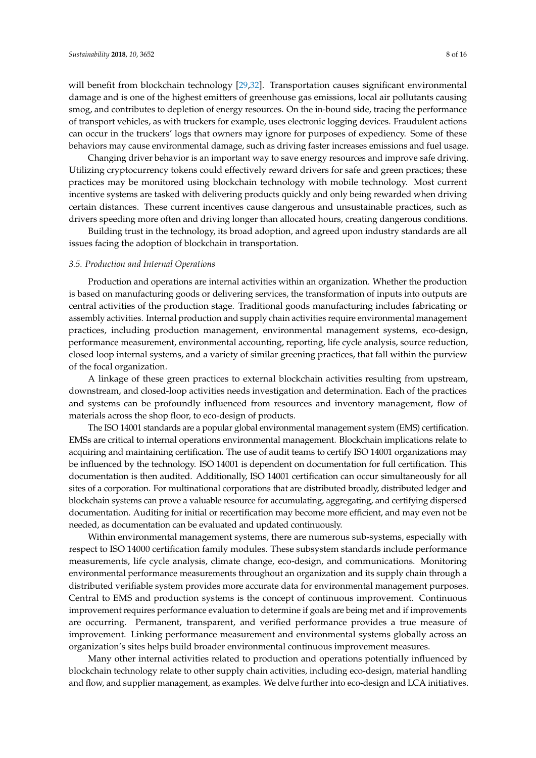will benefit from blockchain technology [29,32]. Transportation causes significant environmental damage and is one of the highest emitters of greenhouse gas emissions, local air pollutants causing smog, and contributes to depletion of energy resources. On the in-bound side, tracing the performance of transport vehicles, as with truckers for example, uses electronic logging devices. Fraudulent actions can occur in the truckers' logs that owners may ignore for purposes of expediency. Some of these behaviors may cause environmental damage, such as driving faster increases emissions and fuel usage.

Changing driver behavior is an important way to save energy resources and improve safe driving. Utilizing cryptocurrency tokens could effectively reward drivers for safe and green practices; these practices may be monitored using blockchain technology with mobile technology. Most current incentive systems are tasked with delivering products quickly and only being rewarded when driving certain distances. These current incentives cause dangerous and unsustainable practices, such as drivers speeding more often and driving longer than allocated hours, creating dangerous conditions.

Building trust in the technology, its broad adoption, and agreed upon industry standards are all issues facing the adoption of blockchain in transportation.

### *3.5. Production and Internal Operations*

Production and operations are internal activities within an organization. Whether the production is based on manufacturing goods or delivering services, the transformation of inputs into outputs are central activities of the production stage. Traditional goods manufacturing includes fabricating or assembly activities. Internal production and supply chain activities require environmental management practices, including production management, environmental management systems, eco-design, performance measurement, environmental accounting, reporting, life cycle analysis, source reduction, closed loop internal systems, and a variety of similar greening practices, that fall within the purview of the focal organization.

A linkage of these green practices to external blockchain activities resulting from upstream, downstream, and closed-loop activities needs investigation and determination. Each of the practices and systems can be profoundly influenced from resources and inventory management, flow of materials across the shop floor, to eco-design of products.

The ISO 14001 standards are a popular global environmental management system (EMS) certification. EMSs are critical to internal operations environmental management. Blockchain implications relate to acquiring and maintaining certification. The use of audit teams to certify ISO 14001 organizations may be influenced by the technology. ISO 14001 is dependent on documentation for full certification. This documentation is then audited. Additionally, ISO 14001 certification can occur simultaneously for all sites of a corporation. For multinational corporations that are distributed broadly, distributed ledger and blockchain systems can prove a valuable resource for accumulating, aggregating, and certifying dispersed documentation. Auditing for initial or recertification may become more efficient, and may even not be needed, as documentation can be evaluated and updated continuously.

Within environmental management systems, there are numerous sub-systems, especially with respect to ISO 14000 certification family modules. These subsystem standards include performance measurements, life cycle analysis, climate change, eco-design, and communications. Monitoring environmental performance measurements throughout an organization and its supply chain through a distributed verifiable system provides more accurate data for environmental management purposes. Central to EMS and production systems is the concept of continuous improvement. Continuous improvement requires performance evaluation to determine if goals are being met and if improvements are occurring. Permanent, transparent, and verified performance provides a true measure of improvement. Linking performance measurement and environmental systems globally across an organization's sites helps build broader environmental continuous improvement measures.

Many other internal activities related to production and operations potentially influenced by blockchain technology relate to other supply chain activities, including eco-design, material handling and flow, and supplier management, as examples. We delve further into eco-design and LCA initiatives.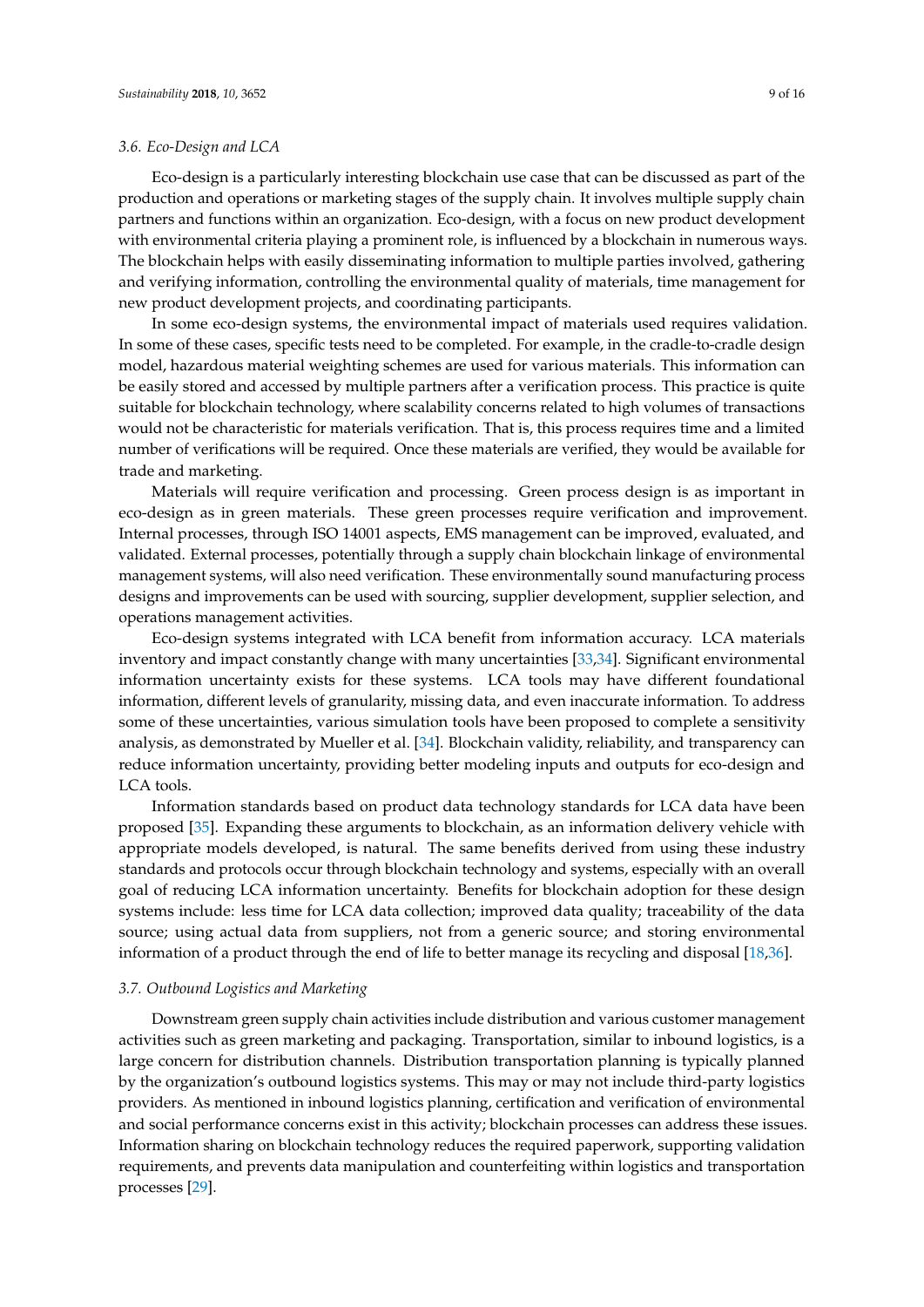### 3.6. Eco-Design and LCA

Eco-design is a particularly interesting blockchain use case that can be discussed as part of the production and operations or marketing stages of the supply chain. It involves multiple supply chain partners and functions within an organization. Eco-design, with a focus on new product development with environmental criteria playing a prominent role, is influenced by a blockchain in numerous ways. The blockchain helps with easily disseminating information to multiple parties involved, gathering and verifying information, controlling the environmental quality of materials, time management for new product development projects, and coordinating participants.

In some eco-design systems, the environmental impact of materials used requires validation. In some of these cases, specific tests need to be completed. For example, in the cradle-to-cradle design model, hazardous material weighting schemes are used for various materials. This information can be easily stored and accessed by multiple partners after a verification process. This practice is quite suitable for blockchain technology, where scalability concerns related to high volumes of transactions would not be characteristic for materials verification. That is, this process requires time and a limited number of verifications will be required. Once these materials are verified, they would be available for trade and marketing.

Materials will require verification and processing. Green process design is as important in eco-design as in green materials. These green processes require verification and improvement. Internal processes, through ISO 14001 aspects, EMS management can be improved, evaluated, and validated. External processes, potentially through a supply chain blockchain linkage of environmental management systems, will also need verification. These environmentally sound manufacturing process designs and improvements can be used with sourcing, supplier development, supplier selection, and operations management activities.

Eco-design systems integrated with LCA benefit from information accuracy. LCA materials inventory and impact constantly change with many uncertainties [33,34]. Significant environmental information uncertainty exists for these systems. LCA tools may have different foundational information, different levels of granularity, missing data, and even inaccurate information. To address some of these uncertainties, various simulation tools have been proposed to complete a sensitivity analysis, as demonstrated by Mueller et al. [34]. Blockchain validity, reliability, and transparency can reduce information uncertainty, providing better modeling inputs and outputs for eco-design and LCA tools.

Information standards based on product data technology standards for LCA data have been proposed [35]. Expanding these arguments to blockchain, as an information delivery vehicle with appropriate models developed, is natural. The same benefits derived from using these industry standards and protocols occur through blockchain technology and systems, especially with an overall goal of reducing LCA information uncertainty. Benefits for blockchain adoption for these design systems include: less time for LCA data collection; improved data quality; traceability of the data source; using actual data from suppliers, not from a generic source; and storing environmental information of a product through the end of life to better manage its recycling and disposal [18,36].

### 3.7. Outbound Logistics and Marketing

Downstream green supply chain activities include distribution and various customer management activities such as green marketing and packaging. Transportation, similar to inbound logistics, is a large concern for distribution channels. Distribution transportation planning is typically planned by the organization's outbound logistics systems. This may or may not include third-party logistics providers. As mentioned in inbound logistics planning, certification and verification of environmental and social performance concerns exist in this activity; blockchain processes can address these issues. Information sharing on blockchain technology reduces the required paperwork, supporting validation requirements, and prevents data manipulation and counterfeiting within logistics and transportation processes [29].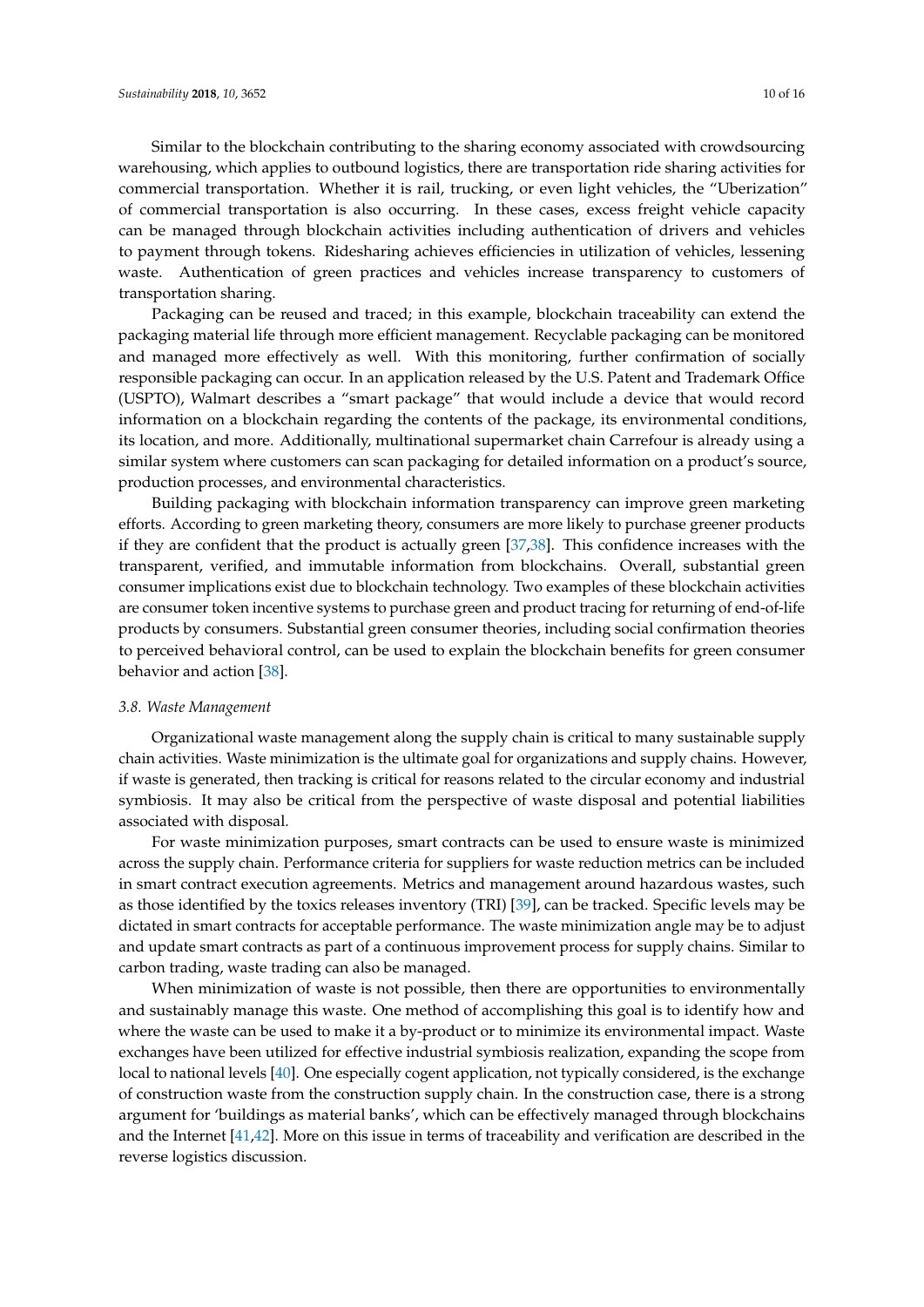Similar to the blockchain contributing to the sharing economy associated with crowdsourcing warehousing, which applies to outbound logistics, there are transportation ride sharing activities for commercial transportation. Whether it is rail, trucking, or even light vehicles, the "Uberization" of commercial transportation is also occurring. In these cases, excess freight vehicle capacity can be managed through blockchain activities including authentication of drivers and vehicles to payment through tokens. Ridesharing achieves efficiencies in utilization of vehicles, lessening waste. Authentication of green practices and vehicles increase transparency to customers of transportation sharing.

Packaging can be reused and traced; in this example, blockchain traceability can extend the packaging material life through more efficient management. Recyclable packaging can be monitored and managed more effectively as well. With this monitoring, further confirmation of socially responsible packaging can occur. In an application released by the U.S. Patent and Trademark Office (USPTO), Walmart describes a "smart package" that would include a device that would record information on a blockchain regarding the contents of the package, its environmental conditions, its location, and more. Additionally, multinational supermarket chain Carrefour is already using a similar system where customers can scan packaging for detailed information on a product's source, production processes, and environmental characteristics.

Building packaging with blockchain information transparency can improve green marketing efforts. According to green marketing theory, consumers are more likely to purchase greener products if they are confident that the product is actually green [37,38]. This confidence increases with the transparent, verified, and immutable information from blockchains. Overall, substantial green consumer implications exist due to blockchain technology. Two examples of these blockchain activities are consumer token incentive systems to purchase green and product tracing for returning of end-of-life products by consumers. Substantial green consumer theories, including social confirmation theories to perceived behavioral control, can be used to explain the blockchain benefits for green consumer behavior and action [38].

### *3.8. Waste Management*

Organizational waste management along the supply chain is critical to many sustainable supply chain activities. Waste minimization is the ultimate goal for organizations and supply chains. However, if waste is generated, then tracking is critical for reasons related to the circular economy and industrial symbiosis. It may also be critical from the perspective of waste disposal and potential liabilities associated with disposal.

For waste minimization purposes, smart contracts can be used to ensure waste is minimized across the supply chain. Performance criteria for suppliers for waste reduction metrics can be included in smart contract execution agreements. Metrics and management around hazardous wastes, such as those identified by the toxics releases inventory (TRI) [39], can be tracked. Specific levels may be dictated in smart contracts for acceptable performance. The waste minimization angle may be to adjust and update smart contracts as part of a continuous improvement process for supply chains. Similar to carbon trading, waste trading can also be managed.

When minimization of waste is not possible, then there are opportunities to environmentally and sustainably manage this waste. One method of accomplishing this goal is to identify how and where the waste can be used to make it a by-product or to minimize its environmental impact. Waste exchanges have been utilized for effective industrial symbiosis realization, expanding the scope from local to national levels [40]. One especially cogent application, not typically considered, is the exchange of construction waste from the construction supply chain. In the construction case, there is a strong argument for 'buildings as material banks', which can be effectively managed through blockchains and the Internet [41,42]. More on this issue in terms of traceability and verification are described in the reverse logistics discussion.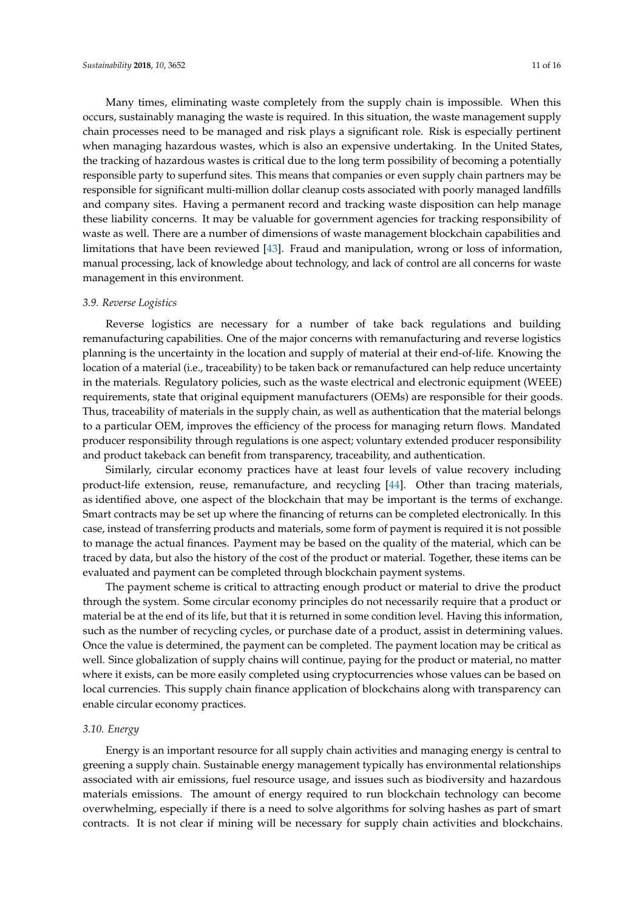Many times, eliminating waste completely from the supply chain is impossible. When this occurs, sustainably managing the waste is required. In this situation, the waste management supply chain processes need to be managed and risk plays a significant role. Risk is especially pertinent when managing hazardous wastes, which is also an expensive undertaking. In the United States, the tracking of hazardous wastes is critical due to the long term possibility of becoming a potentially responsible party to superfund sites. This means that companies or even supply chain partners may be responsible for significant multi-million dollar cleanup costs associated with poorly managed landfills and company sites. Having a permanent record and tracking waste disposition can help manage these liability concerns. It may be valuable for government agencies for tracking responsibility of waste as well. There are a number of dimensions of waste management blockchain capabilities and limitations that have been reviewed [43]. Fraud and manipulation, wrong or loss of information, manual processing, lack of knowledge about technology, and lack of control are all concerns for waste management in this environment.

### *3.9. Reverse Logistics*

Reverse logistics are necessary for a number of take back regulations and building remanufacturing capabilities. One of the major concerns with remanufacturing and reverse logistics planning is the uncertainty in the location and supply of material at their end-of-life. Knowing the location of a material (i.e., traceability) to be taken back or remanufactured can help reduce uncertainty in the materials. Regulatory policies, such as the waste electrical and electronic equipment (WEEE) requirements, state that original equipment manufacturers (OEMs) are responsible for their goods. Thus, traceability of materials in the supply chain, as well as authentication that the material belongs to a particular OEM, improves the efficiency of the process for managing return flows. Mandated producer responsibility through regulations is one aspect; voluntary extended producer responsibility and product takeback can benefit from transparency, traceability, and authentication.

Similarly, circular economy practices have at least four levels of value recovery including product-life extension, reuse, remanufacture, and recycling [44]. Other than tracing materials, as identified above, one aspect of the blockchain that may be important is the terms of exchange. Smart contracts may be set up where the financing of returns can be completed electronically. In this case, instead of transferring products and materials, some form of payment is required it is not possible to manage the actual finances. Payment may be based on the quality of the material, which can be traced by data, but also the history of the cost of the product or material. Together, these items can be evaluated and payment can be completed through blockchain payment systems.

The payment scheme is critical to attracting enough product or material to drive the product through the system. Some circular economy principles do not necessarily require that a product or material be at the end of its life, but that it is returned in some condition level. Having this information, such as the number of recycling cycles, or purchase date of a product, assist in determining values. Once the value is determined, the payment can be completed. The payment location may be critical as well. Since globalization of supply chains will continue, paying for the product or material, no matter where it exists, can be more easily completed using cryptocurrencies whose values can be based on local currencies. This supply chain finance application of blockchains along with transparency can enable circular economy practices.

### *3.10. Energy*

Energy is an important resource for all supply chain activities and managing energy is central to greening a supply chain. Sustainable energy management typically has environmental relationships associated with air emissions, fuel resource usage, and issues such as biodiversity and hazardous materials emissions. The amount of energy required to run blockchain technology can become overwhelming, especially if there is a need to solve algorithms for solving hashes as part of smart contracts. It is not clear if mining will be necessary for supply chain activities and blockchains.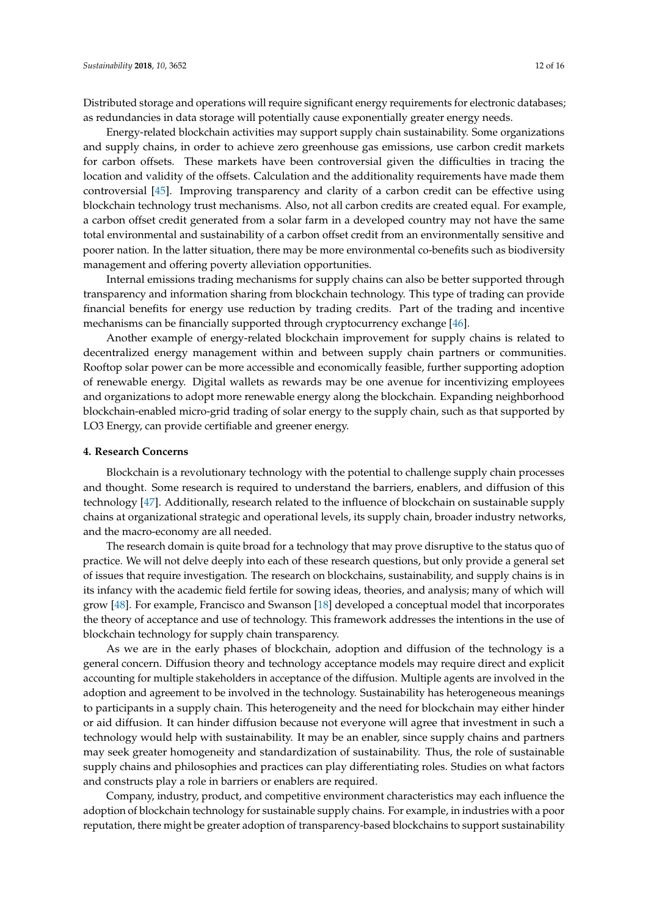Distributed storage and operations will require significant energy requirements for electronic databases; as redundancies in data storage will potentially cause exponentially greater energy needs.

Energy-related blockchain activities may support supply chain sustainability. Some organizations and supply chains, in order to achieve zero greenhouse gas emissions, use carbon credit markets for carbon offsets. These markets have been controversial given the difficulties in tracing the location and validity of the offsets. Calculation and the additionality requirements have made them controversial [45]. Improving transparency and clarity of a carbon credit can be effective using blockchain technology trust mechanisms. Also, not all carbon credits are created equal. For example, a carbon offset credit generated from a solar farm in a developed country may not have the same total environmental and sustainability of a carbon offset credit from an environmentally sensitive and poorer nation. In the latter situation, there may be more environmental co-benefits such as biodiversity management and offering poverty alleviation opportunities.

Internal emissions trading mechanisms for supply chains can also be better supported through transparency and information sharing from blockchain technology. This type of trading can provide financial benefits for energy use reduction by trading credits. Part of the trading and incentive mechanisms can be financially supported through cryptocurrency exchange [46].

Another example of energy-related blockchain improvement for supply chains is related to decentralized energy management within and between supply chain partners or communities. Rooftop solar power can be more accessible and economically feasible, further supporting adoption of renewable energy. Digital wallets as rewards may be one avenue for incentivizing employees and organizations to adopt more renewable energy along the blockchain. Expanding neighborhood blockchain-enabled micro-grid trading of solar energy to the supply chain, such as that supported by LO3 Energy, can provide certifiable and greener energy.

## 4. Research Concerns

Blockchain is a revolutionary technology with the potential to challenge supply chain processes and thought. Some research is required to understand the barriers, enablers, and diffusion of this technology [47]. Additionally, research related to the influence of blockchain on sustainable supply chains at organizational strategic and operational levels, its supply chain, broader industry networks, and the macro-economy are all needed.

The research domain is quite broad for a technology that may prove disruptive to the status quo of practice. We will not delve deeply into each of these research questions, but only provide a general set of issues that require investigation. The research on blockchains, sustainability, and supply chains is in its infancy with the academic field fertile for sowing ideas, theories, and analysis; many of which will grow [48]. For example, Francisco and Swanson [18] developed a conceptual model that incorporates the theory of acceptance and use of technology. This framework addresses the intentions in the use of blockchain technology for supply chain transparency.

As we are in the early phases of blockchain, adoption and diffusion of the technology is a general concern. Diffusion theory and technology acceptance models may require direct and explicit accounting for multiple stakeholders in acceptance of the diffusion. Multiple agents are involved in the adoption and agreement to be involved in the technology. Sustainability has heterogeneous meanings to participants in a supply chain. This heterogeneity and the need for blockchain may either hinder or aid diffusion. It can hinder diffusion because not everyone will agree that investment in such a technology would help with sustainability. It may be an enabler, since supply chains and partners may seek greater homogeneity and standardization of sustainability. Thus, the role of sustainable supply chains and philosophies and practices can play differentiating roles. Studies on what factors and constructs play a role in barriers or enablers are required.

Company, industry, product, and competitive environment characteristics may each influence the adoption of blockchain technology for sustainable supply chains. For example, in industries with a poor reputation, there might be greater adoption of transparency-based blockchains to support sustainability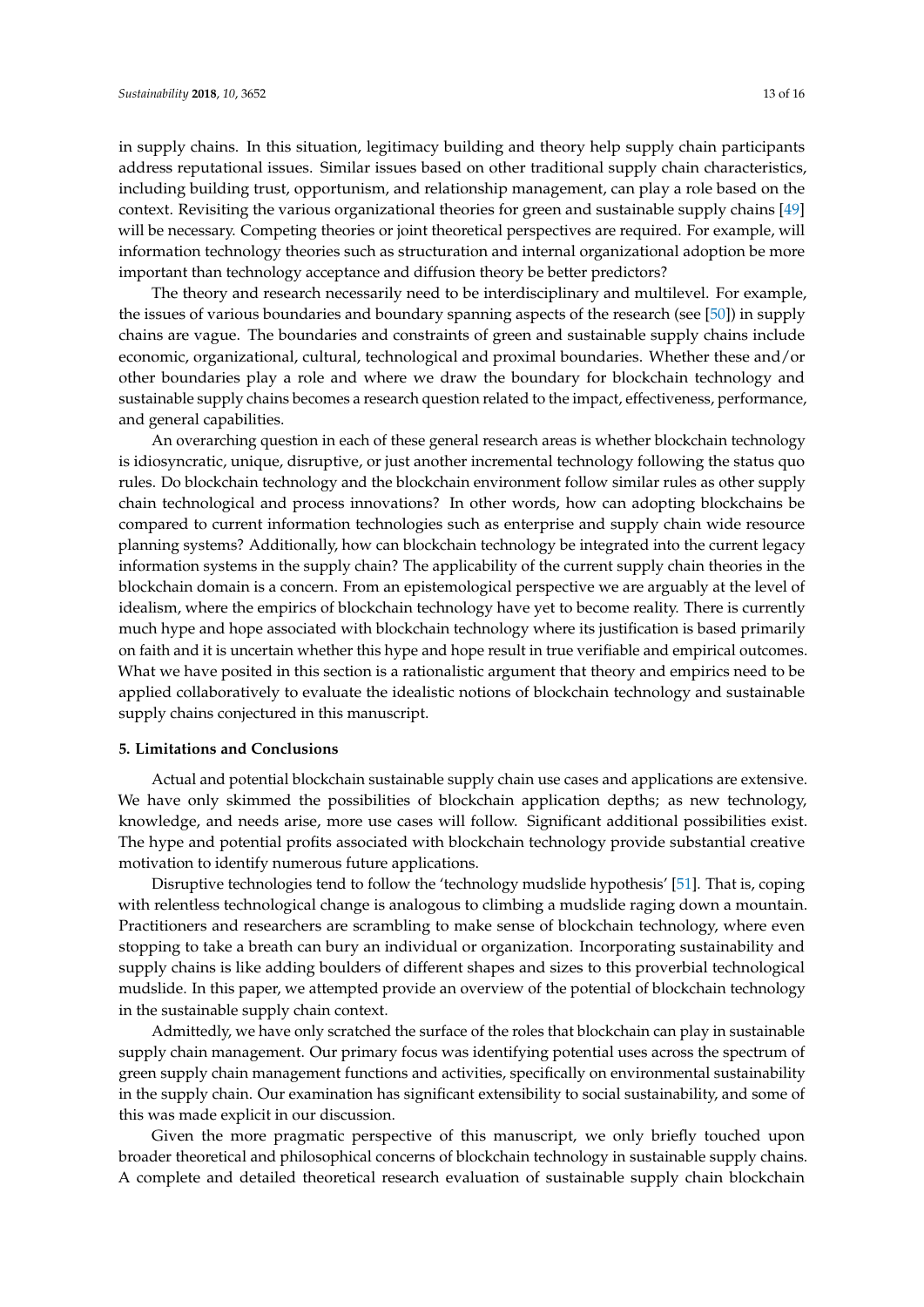in supply chains. In this situation, legitimacy building and theory help supply chain participants address reputational issues. Similar issues based on other traditional supply chain characteristics, including building trust, opportunism, and relationship management, can play a role based on the context. Revisiting the various organizational theories for green and sustainable supply chains [49] will be necessary. Competing theories or joint theoretical perspectives are required. For example, will information technology theories such as structuration and internal organizational adoption be more important than technology acceptance and diffusion theory be better predictors?

The theory and research necessarily need to be interdisciplinary and multilevel. For example, the issues of various boundaries and boundary spanning aspects of the research (see [50]) in supply chains are vague. The boundaries and constraints of green and sustainable supply chains include economic, organizational, cultural, technological and proximal boundaries. Whether these and/or other boundaries play a role and where we draw the boundary for blockchain technology and sustainable supply chains becomes a research question related to the impact, effectiveness, performance, and general capabilities.

An overarching question in each of these general research areas is whether blockchain technology is idiosyncratic, unique, disruptive, or just another incremental technology following the status quo rules. Do blockchain technology and the blockchain environment follow similar rules as other supply chain technological and process innovations? In other words, how can adopting blockchains be compared to current information technologies such as enterprise and supply chain wide resource planning systems? Additionally, how can blockchain technology be integrated into the current legacy information systems in the supply chain? The applicability of the current supply chain theories in the blockchain domain is a concern. From an epistemological perspective we are arguably at the level of idealism, where the empirics of blockchain technology have yet to become reality. There is currently much hype and hope associated with blockchain technology where its justification is based primarily on faith and it is uncertain whether this hype and hope result in true verifiable and empirical outcomes. What we have posited in this section is a rationalistic argument that theory and empirics need to be applied collaboratively to evaluate the idealistic notions of blockchain technology and sustainable supply chains conjectured in this manuscript.

## 5. Limitations and Conclusions

Actual and potential blockchain sustainable supply chain use cases and applications are extensive. We have only skimmed the possibilities of blockchain application depths; as new technology, knowledge, and needs arise, more use cases will follow. Significant additional possibilities exist. The hype and potential profits associated with blockchain technology provide substantial creative motivation to identify numerous future applications.

Disruptive technologies tend to follow the 'technology mudslide hypothesis' [51]. That is, coping with relentless technological change is analogous to climbing a mudslide raging down a mountain. Practitioners and researchers are scrambling to make sense of blockchain technology, where even stopping to take a breath can bury an individual or organization. Incorporating sustainability and supply chains is like adding boulders of different shapes and sizes to this proverbial technological mudslide. In this paper, we attempted provide an overview of the potential of blockchain technology in the sustainable supply chain context.

Admittedly, we have only scratched the surface of the roles that blockchain can play in sustainable supply chain management. Our primary focus was identifying potential uses across the spectrum of green supply chain management functions and activities, specifically on environmental sustainability in the supply chain. Our examination has significant extensibility to social sustainability, and some of this was made explicit in our discussion.

Given the more pragmatic perspective of this manuscript, we only briefly touched upon broader theoretical and philosophical concerns of blockchain technology in sustainable supply chains. A complete and detailed theoretical research evaluation of sustainable supply chain blockchain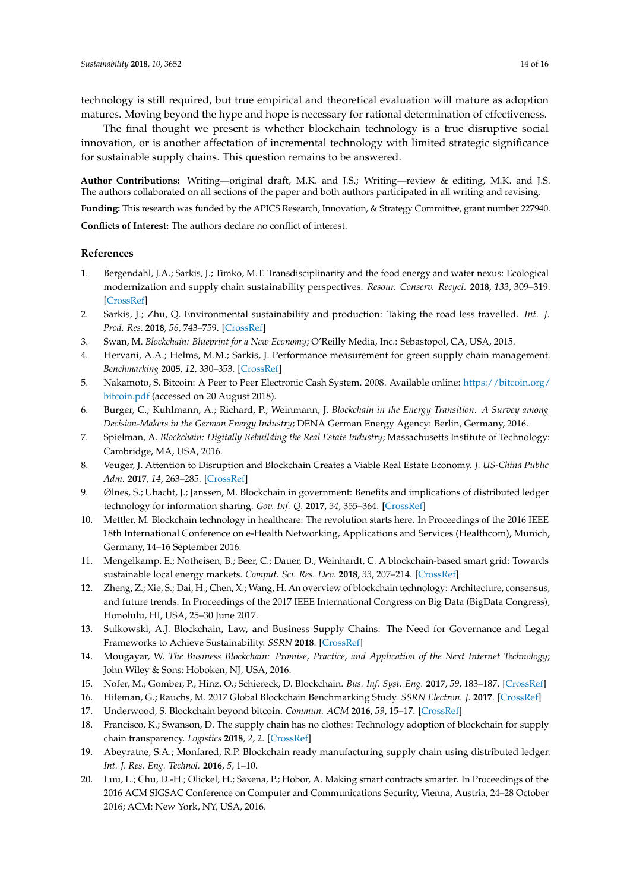technology is still required, but true empirical and theoretical evaluation will mature as adoption matures. Moving beyond the hype and hope is necessary for rational determination of effectiveness.

The final thought we present is whether blockchain technology is a true disruptive social innovation, or is another affectation of incremental technology with limited strategic significance for sustainable supply chains. This question remains to be answered.

**Author Contributions:** Writing—original draft, M.K. and J.S.; Writing—review & editing, M.K. and J.S. The authors collaborated on all sections of the paper and both authors participated in all writing and revising.

**Funding:** This research was funded by the APICS Research, Innovation, & Strategy Committee, grant number 227940.

**Conflicts of Interest:** The authors declare no conflict of interest.

## References

1. Bergendahl, J.A.; Sarkis, J.; Timko, M.T. Transdisciplinarity and the food energy and water nexus: Ecological modernization and supply chain sustainability perspectives. *Resour. Conserv. Recycl.* **2018**, *133*, 309–319. [CrossRef]
2. Sarkis, J.; Zhu, Q. Environmental sustainability and production: Taking the road less travelled. *Int. J. Prod. Res.* **2018**, *56*, 743–759. [CrossRef]
3. Swan, M. *Blockchain: Blueprint for a New Economy*; O'Reilly Media, Inc.: Sebastopol, CA, USA, 2015.
4. Hervani, A.A.; Helms, M.M.; Sarkis, J. Performance measurement for green supply chain management. *Benchmarking* **2005**, *12*, 330–353. [CrossRef]
5. Nakamoto, S. Bitcoin: A Peer to Peer Electronic Cash System. 2008. Available online: https://bitcoin.org/bitcoin.pdf (accessed on 20 August 2018).
6. Burger, C.; Kuhlmann, A.; Richard, P.; Weinmann, J. *Blockchain in the Energy Transition. A Survey among Decision-Makers in the German Energy Industry*; DENA German Energy Agency: Berlin, Germany, 2016.
7. Spielman, A. *Blockchain: Digitally Rebuilding the Real Estate Industry*; Massachusetts Institute of Technology: Cambridge, MA, USA, 2016.
8. Veuger, J. Attention to Disruption and Blockchain Creates a Viable Real Estate Economy. *J. US-China Public Adm.* **2017**, *14*, 263–285. [CrossRef]
9. Ølnes, S.; Ubacht, J.; Janssen, M. Blockchain in government: Benefits and implications of distributed ledger technology for information sharing. *Gov. Inf. Q.* **2017**, *34*, 355–364. [CrossRef]
10. Mettler, M. Blockchain technology in healthcare: The revolution starts here. In Proceedings of the 2016 IEEE 18th International Conference on e-Health Networking, Applications and Services (Healthcom), Munich, Germany, 14–16 September 2016.
11. Mengelkamp, E.; Notheisen, B.; Beer, C.; Dauer, D.; Weinhardt, C. A blockchain-based smart grid: Towards sustainable local energy markets. *Comput. Sci. Res. Dev.* **2018**, *33*, 207–214. [CrossRef]
12. Zheng, Z.; Xie, S.; Dai, H.; Chen, X.; Wang, H. An overview of blockchain technology: Architecture, consensus, and future trends. In Proceedings of the 2017 IEEE International Congress on Big Data (BigData Congress), Honolulu, HI, USA, 25–30 June 2017.
13. Sulkowski, A.J. Blockchain, Law, and Business Supply Chains: The Need for Governance and Legal Frameworks to Achieve Sustainability. *SSRN* **2018**. [CrossRef]
14. Mougayar, W. *The Business Blockchain: Promise, Practice, and Application of the Next Internet Technology*; John Wiley & Sons: Hoboken, NJ, USA, 2016.
15. Nofer, M.; Gomber, P.; Hinz, O.; Schiereck, D. Blockchain. *Bus. Inf. Syst. Eng.* **2017**, *59*, 183–187. [CrossRef]
16. Hileman, G.; Rauchs, M. 2017 Global Blockchain Benchmarking Study. *SSRN Electron. J.* **2017**. [CrossRef]
17. Underwood, S. Blockchain beyond bitcoin. *Commun. ACM* **2016**, *59*, 15–17. [CrossRef]
18. Francisco, K.; Swanson, D. The supply chain has no clothes: Technology adoption of blockchain for supply chain transparency. *Logistics* **2018**, *2*, 2. [CrossRef]
19. Abeyratne, S.A.; Monfared, R.P. Blockchain ready manufacturing supply chain using distributed ledger. *Int. J. Res. Eng. Technol.* **2016**, *5*, 1–10.
20. Luu, L.; Chu, D.-H.; Olickel, H.; Saxena, P.; Hobor, A. Making smart contracts smarter. In Proceedings of the 2016 ACM SIGSAC Conference on Computer and Communications Security, Vienna, Austria, 24–28 October 2016; ACM: New York, NY, USA, 2016.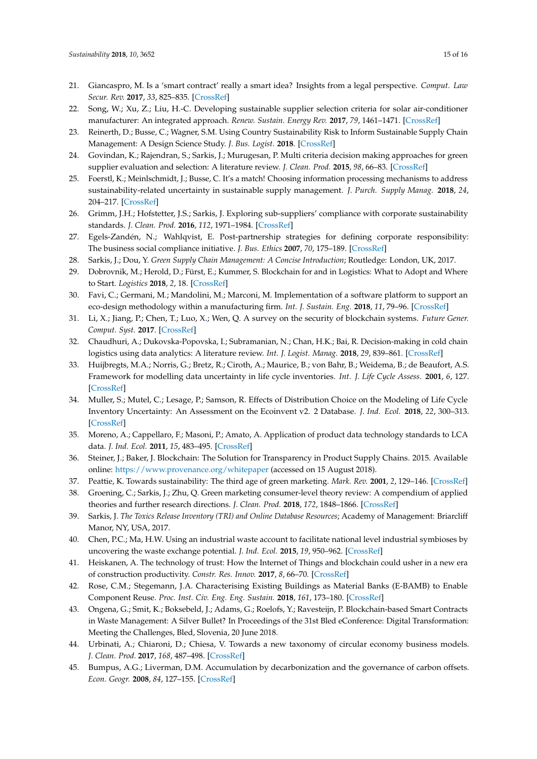21. Giancaspro, M. Is a 'smart contract' really a smart idea? Insights from a legal perspective. *Comput. Law Secur. Rev.* **2017**, *33*, 825–835. [CrossRef]
22. Song, W.; Xu, Z.; Liu, H.-C. Developing sustainable supplier selection criteria for solar air-conditioner manufacturer: An integrated approach. *Renew. Sustain. Energy Rev.* **2017**, *79*, 1461–1471. [CrossRef]
23. Reinerth, D.; Busse, C.; Wagner, S.M. Using Country Sustainability Risk to Inform Sustainable Supply Chain Management: A Design Science Study. *J. Bus. Logist.* **2018**. [CrossRef]
24. Govindan, K.; Rajendran, S.; Sarkis, J.; Murugesan, P. Multi criteria decision making approaches for green supplier evaluation and selection: A literature review. *J. Clean. Prod.* **2015**, *98*, 66–83. [CrossRef]
25. Foerstl, K.; Meinlschmidt, J.; Busse, C. It's a match! Choosing information processing mechanisms to address sustainability-related uncertainty in sustainable supply management. *J. Purch. Supply Manag.* **2018**, *24*, 204–217. [CrossRef]
26. Grimm, J.H.; Hofstetter, J.S.; Sarkis, J. Exploring sub-suppliers' compliance with corporate sustainability standards. *J. Clean. Prod.* **2016**, *112*, 1971–1984. [CrossRef]
27. Egels-Zandén, N.; Wahlqvist, E. Post-partnership strategies for defining corporate responsibility: The business social compliance initiative. *J. Bus. Ethics* **2007**, *70*, 175–189. [CrossRef]
28. Sarkis, J.; Dou, Y. *Green Supply Chain Management: A Concise Introduction*; Routledge: London, UK, 2017.
29. Dobrovnik, M.; Herold, D.; Fürst, E.; Kummer, S. Blockchain for and in Logistics: What to Adopt and Where to Start. *Logistics* **2018**, *2*, 18. [CrossRef]
30. Favi, C.; Germani, M.; Mandolini, M.; Marconi, M. Implementation of a software platform to support an eco-design methodology within a manufacturing firm. *Int. J. Sustain. Eng.* **2018**, *11*, 79–96. [CrossRef]
31. Li, X.; Jiang, P.; Chen, T.; Luo, X.; Wen, Q. A survey on the security of blockchain systems. *Future Gener. Comput. Syst.* **2017**. [CrossRef]
32. Chaudhuri, A.; Dukovska-Popovska, I.; Subramanian, N.; Chan, H.K.; Bai, R. Decision-making in cold chain logistics using data analytics: A literature review. *Int. J. Logist. Manag.* **2018**, *29*, 839–861. [CrossRef]
33. Huijbregts, M.A.; Norris, G.; Bretz, R.; Ciroth, A.; Maurice, B.; von Bahr, B.; Weidema, B.; de Beaufort, A.S. Framework for modelling data uncertainty in life cycle inventories. *Int. J. Life Cycle Assess.* **2001**, *6*, 127. [CrossRef]
34. Muller, S.; Mutel, C.; Lesage, P.; Samson, R. Effects of Distribution Choice on the Modeling of Life Cycle Inventory Uncertainty: An Assessment on the Ecoinvent v2. 2 Database. *J. Ind. Ecol.* **2018**, *22*, 300–313. [CrossRef]
35. Moreno, A.; Cappellaro, F.; Masoni, P.; Amato, A. Application of product data technology standards to LCA data. *J. Ind. Ecol.* **2011**, *15*, 483–495. [CrossRef]
36. Steiner, J.; Baker, J. Blockchain: The Solution for Transparency in Product Supply Chains. 2015. Available online: https://www.provenance.org/whitepaper (accessed on 15 August 2018).
37. Peattie, K. Towards sustainability: The third age of green marketing. *Mark. Rev.* **2001**, *2*, 129–146. [CrossRef]
38. Groening, C.; Sarkis, J.; Zhu, Q. Green marketing consumer-level theory review: A compendium of applied theories and further research directions. *J. Clean. Prod.* **2018**, *172*, 1848–1866. [CrossRef]
39. Sarkis, J. *The Toxics Release Inventory (TRI) and Online Database Resources*; Academy of Management: Briarcliff Manor, NY, USA, 2017.
40. Chen, P.C.; Ma, H.W. Using an industrial waste account to facilitate national level industrial symbioses by uncovering the waste exchange potential. *J. Ind. Ecol.* **2015**, *19*, 950–962. [CrossRef]
41. Heiskanen, A. The technology of trust: How the Internet of Things and blockchain could usher in a new era of construction productivity. *Constr. Res. Innov.* **2017**, *8*, 66–70. [CrossRef]
42. Rose, C.M.; Stegemann, J.A. Characterising Existing Buildings as Material Banks (E-BAMB) to Enable Component Reuse. *Proc. Inst. Civ. Eng. Eng. Sustain.* **2018**, *161*, 173–180. [CrossRef]
43. Ongena, G.; Smit, K.; Boksebeld, J.; Adams, G.; Roelofs, Y.; Ravesteijn, P. Blockchain-based Smart Contracts in Waste Management: A Silver Bullet? In Proceedings of the 31st Bled eConference: Digital Transformation: Meeting the Challenges, Bled, Slovenia, 20 June 2018.
44. Urbinati, A.; Chiaroni, D.; Chiesa, V. Towards a new taxonomy of circular economy business models. *J. Clean. Prod.* **2017**, *168*, 487–498. [CrossRef]
45. Bumpus, A.G.; Liverman, D.M. Accumulation by decarbonization and the governance of carbon offsets. *Econ. Geogr.* **2008**, *84*, 127–155. [CrossRef]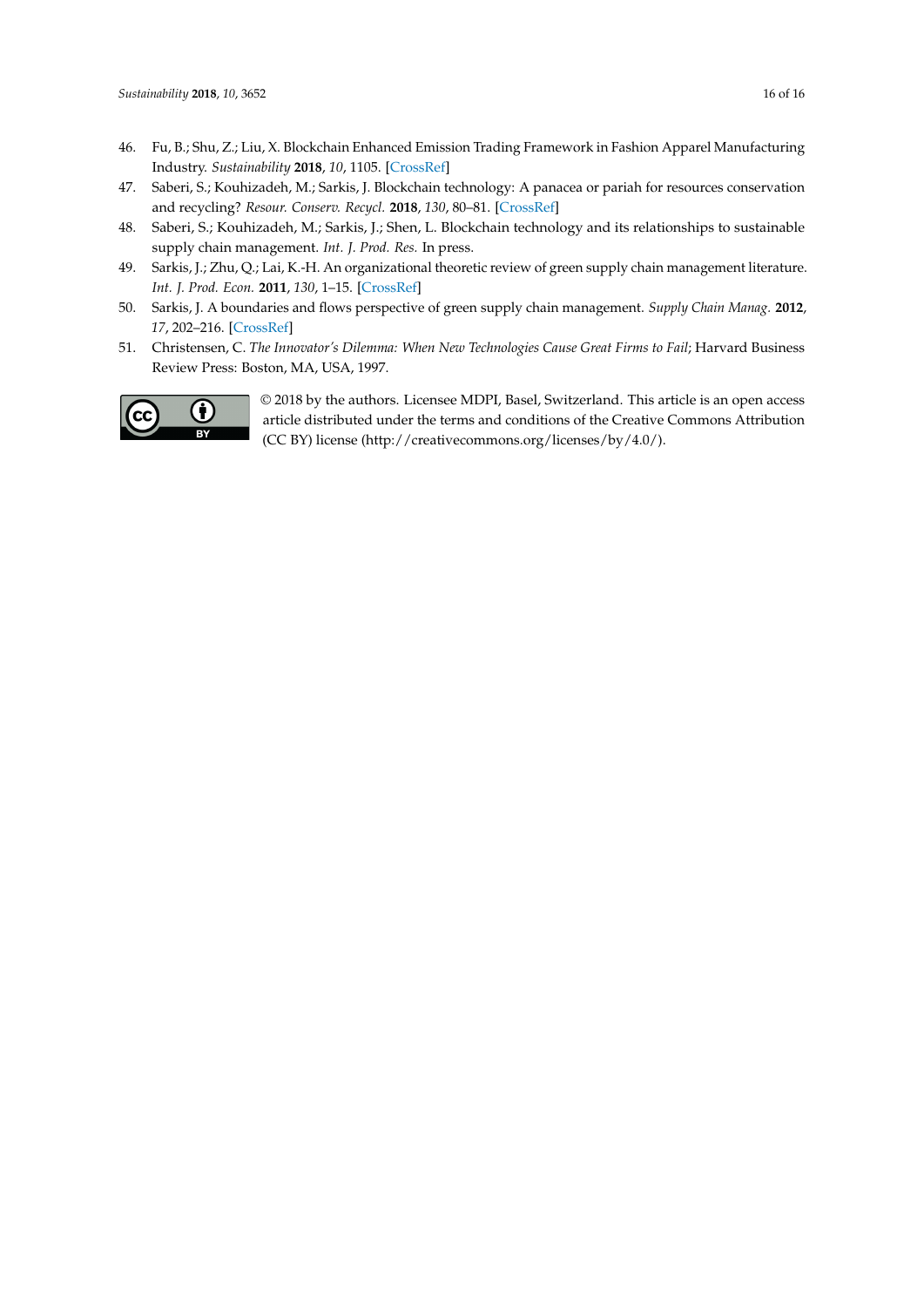46. Fu, B.; Shu, Z.; Liu, X. Blockchain Enhanced Emission Trading Framework in Fashion Apparel Manufacturing Industry. *Sustainability* **2018**, *10*, 1105. [CrossRef]
47. Saberi, S.; Kouhizadeh, M.; Sarkis, J. Blockchain technology: A panacea or pariah for resources conservation and recycling? *Resour. Conserv. Recycl.* **2018**, *130*, 80–81. [CrossRef]
48. Saberi, S.; Kouhizadeh, M.; Sarkis, J.; Shen, L. Blockchain technology and its relationships to sustainable supply chain management. *Int. J. Prod. Res.* In press.
49. Sarkis, J.; Zhu, Q.; Lai, K.-H. An organizational theoretic review of green supply chain management literature. *Int. J. Prod. Econ.* **2011**, *130*, 1–15. [CrossRef]
50. Sarkis, J. A boundaries and flows perspective of green supply chain management. *Supply Chain Manag.* **2012**, *17*, 202–216. [CrossRef]
51. Christensen, C. *The Innovator's Dilemma: When New Technologies Cause Great Firms to Fail*; Harvard Business Review Press: Boston, MA, USA, 1997.

© 2018 by the authors. Licensee MDPI, Basel, Switzerland. This article is an open access article distributed under the terms and conditions of the Creative Commons Attribution (CC BY) license (http://creativecommons.org/licenses/by/4.0/).